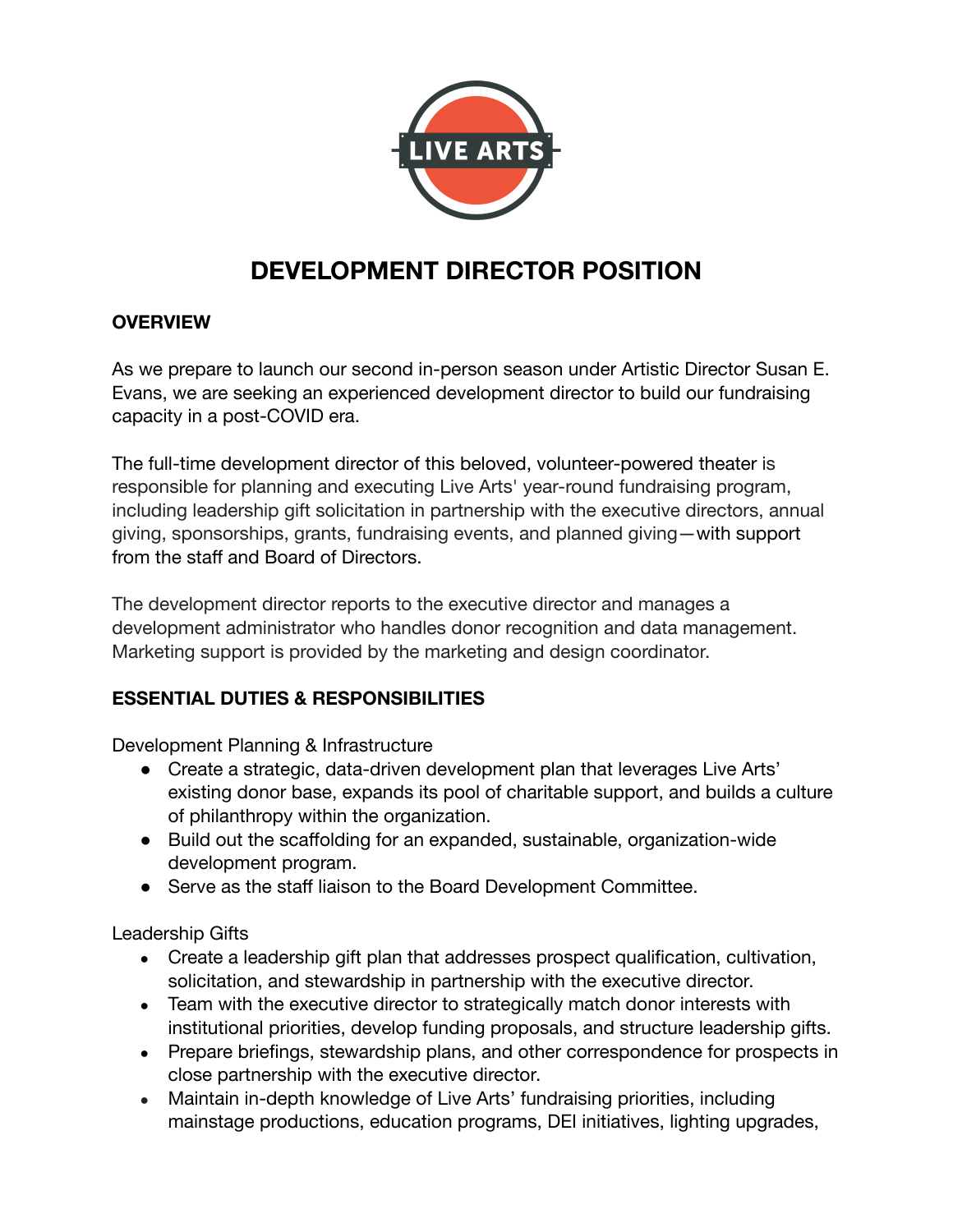LIVE ARTS

# DEVELOPMENT DIRECTOR POSITION

**OVERVIEW**

As we prepare to launch our second in-person season under Artistic Director Susan E. Evans, we are seeking an experienced development director to build our fundraising capacity in a post-COVID era.

The full-time development director of this beloved, volunteer-powered theater is responsible for planning and executing Live Arts' year-round fundraising program, including leadership gift solicitation in partnership with the executive directors, annual giving, sponsorships, grants, fundraising events, and planned giving—with support from the staff and Board of Directors.

The development director reports to the executive director and manages a development administrator who handles donor recognition and data management. Marketing support is provided by the marketing and design coordinator.

**ESSENTIAL DUTIES & RESPONSIBILITIES**

Development Planning & Infrastructure

- Create a strategic, data-driven development plan that leverages Live Arts' existing donor base, expands its pool of charitable support, and builds a culture of philanthropy within the organization.
- Build out the scaffolding for an expanded, sustainable, organization-wide development program.
- Serve as the staff liaison to the Board Development Committee.

Leadership Gifts

- Create a leadership gift plan that addresses prospect qualification, cultivation, solicitation, and stewardship in partnership with the executive director.
- Team with the executive director to strategically match donor interests with institutional priorities, develop funding proposals, and structure leadership gifts.
- Prepare briefings, stewardship plans, and other correspondence for prospects in close partnership with the executive director.
- Maintain in-depth knowledge of Live Arts' fundraising priorities, including mainstage productions, education programs, DEI initiatives, lighting upgrades,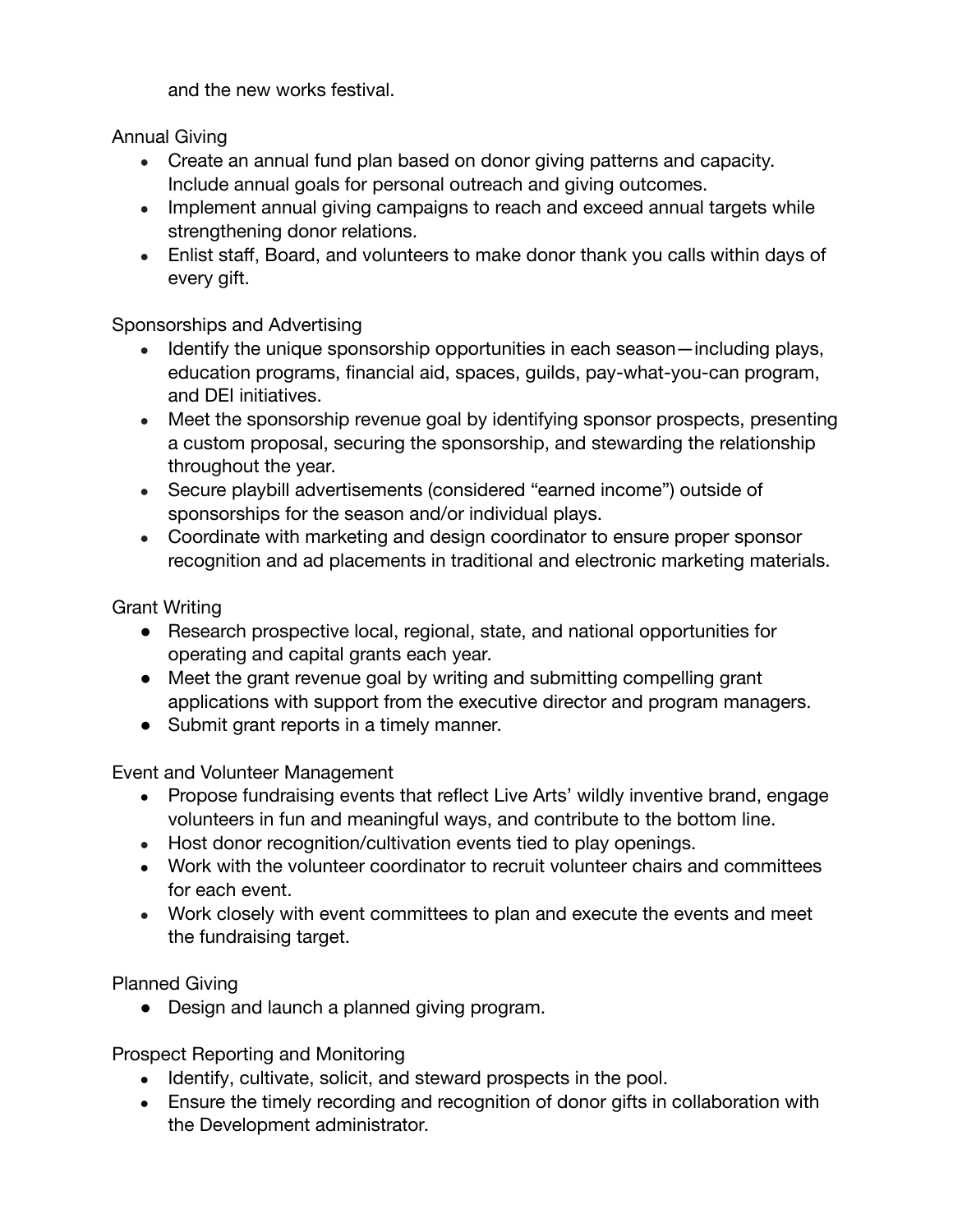and the new works festival.

Annual Giving

- Create an annual fund plan based on donor giving patterns and capacity. Include annual goals for personal outreach and giving outcomes.
- Implement annual giving campaigns to reach and exceed annual targets while strengthening donor relations.
- Enlist staff, Board, and volunteers to make donor thank you calls within days of every gift.

Sponsorships and Advertising

- Identify the unique sponsorship opportunities in each season—including plays, education programs, financial aid, spaces, guilds, pay-what-you-can program, and DEI initiatives.
- Meet the sponsorship revenue goal by identifying sponsor prospects, presenting a custom proposal, securing the sponsorship, and stewarding the relationship throughout the year.
- Secure playbill advertisements (considered "earned income") outside of sponsorships for the season and/or individual plays.
- Coordinate with marketing and design coordinator to ensure proper sponsor recognition and ad placements in traditional and electronic marketing materials.

Grant Writing

- Research prospective local, regional, state, and national opportunities for operating and capital grants each year.
- Meet the grant revenue goal by writing and submitting compelling grant applications with support from the executive director and program managers.
- Submit grant reports in a timely manner.

Event and Volunteer Management

- Propose fundraising events that reflect Live Arts' wildly inventive brand, engage volunteers in fun and meaningful ways, and contribute to the bottom line.
- Host donor recognition/cultivation events tied to play openings.
- Work with the volunteer coordinator to recruit volunteer chairs and committees for each event.
- Work closely with event committees to plan and execute the events and meet the fundraising target.

Planned Giving

- Design and launch a planned giving program.

Prospect Reporting and Monitoring

- Identify, cultivate, solicit, and steward prospects in the pool.
- Ensure the timely recording and recognition of donor gifts in collaboration with the Development administrator.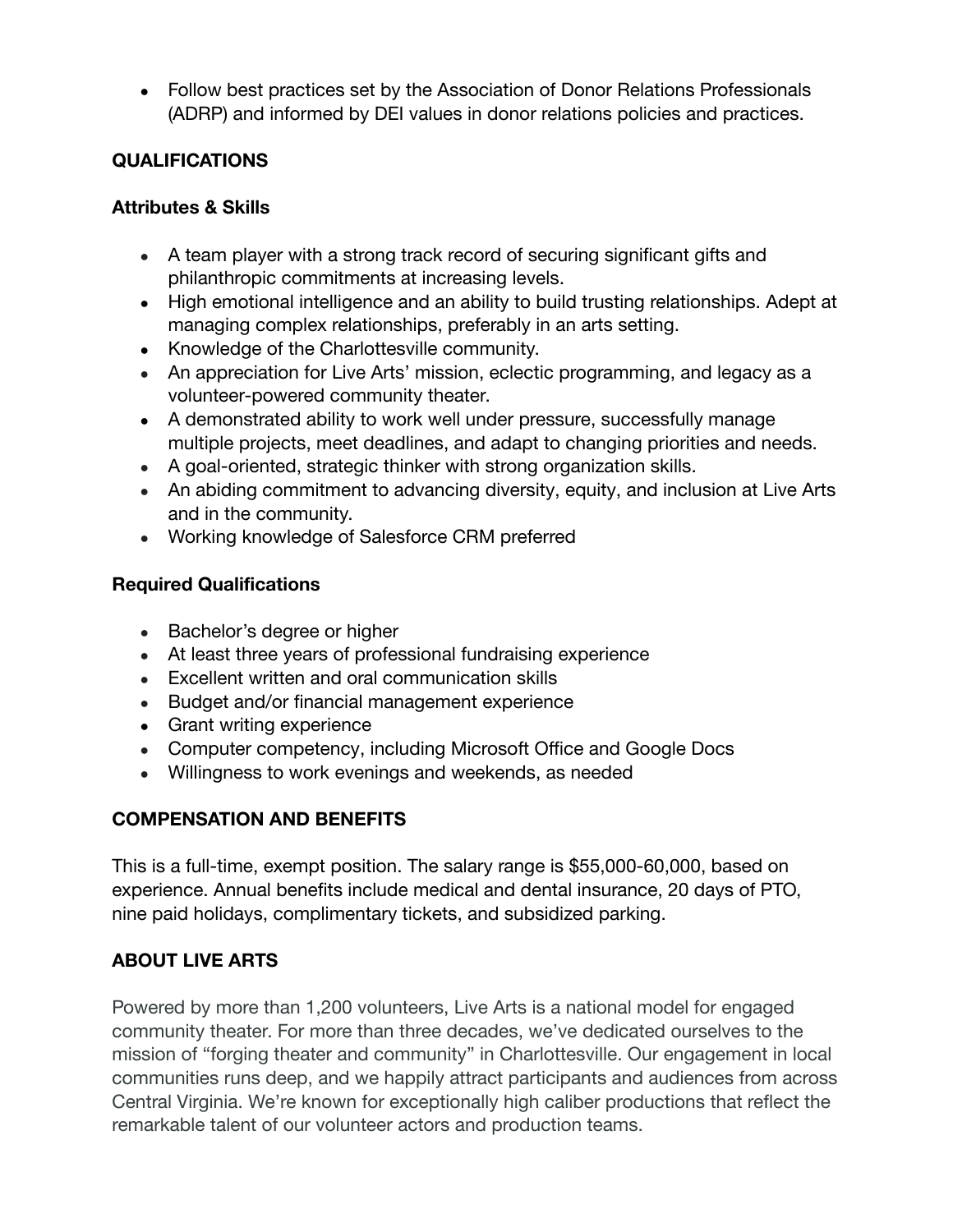- Follow best practices set by the Association of Donor Relations Professionals (ADRP) and informed by DEI values in donor relations policies and practices.

## QUALIFICATIONS

### Attributes & Skills

- A team player with a strong track record of securing significant gifts and philanthropic commitments at increasing levels.
- High emotional intelligence and an ability to build trusting relationships. Adept at managing complex relationships, preferably in an arts setting.
- Knowledge of the Charlottesville community.
- An appreciation for Live Arts' mission, eclectic programming, and legacy as a volunteer-powered community theater.
- A demonstrated ability to work well under pressure, successfully manage multiple projects, meet deadlines, and adapt to changing priorities and needs.
- A goal-oriented, strategic thinker with strong organization skills.
- An abiding commitment to advancing diversity, equity, and inclusion at Live Arts and in the community.
- Working knowledge of Salesforce CRM preferred

### Required Qualifications

- Bachelor's degree or higher
- At least three years of professional fundraising experience
- Excellent written and oral communication skills
- Budget and/or financial management experience
- Grant writing experience
- Computer competency, including Microsoft Office and Google Docs
- Willingness to work evenings and weekends, as needed

## COMPENSATION AND BENEFITS

This is a full-time, exempt position. The salary range is $55,000-60,000, based on experience. Annual benefits include medical and dental insurance, 20 days of PTO, nine paid holidays, complimentary tickets, and subsidized parking.

## ABOUT LIVE ARTS

Powered by more than 1,200 volunteers, Live Arts is a national model for engaged community theater. For more than three decades, we've dedicated ourselves to the mission of "forging theater and community" in Charlottesville. Our engagement in local communities runs deep, and we happily attract participants and audiences from across Central Virginia. We're known for exceptionally high caliber productions that reflect the remarkable talent of our volunteer actors and production teams.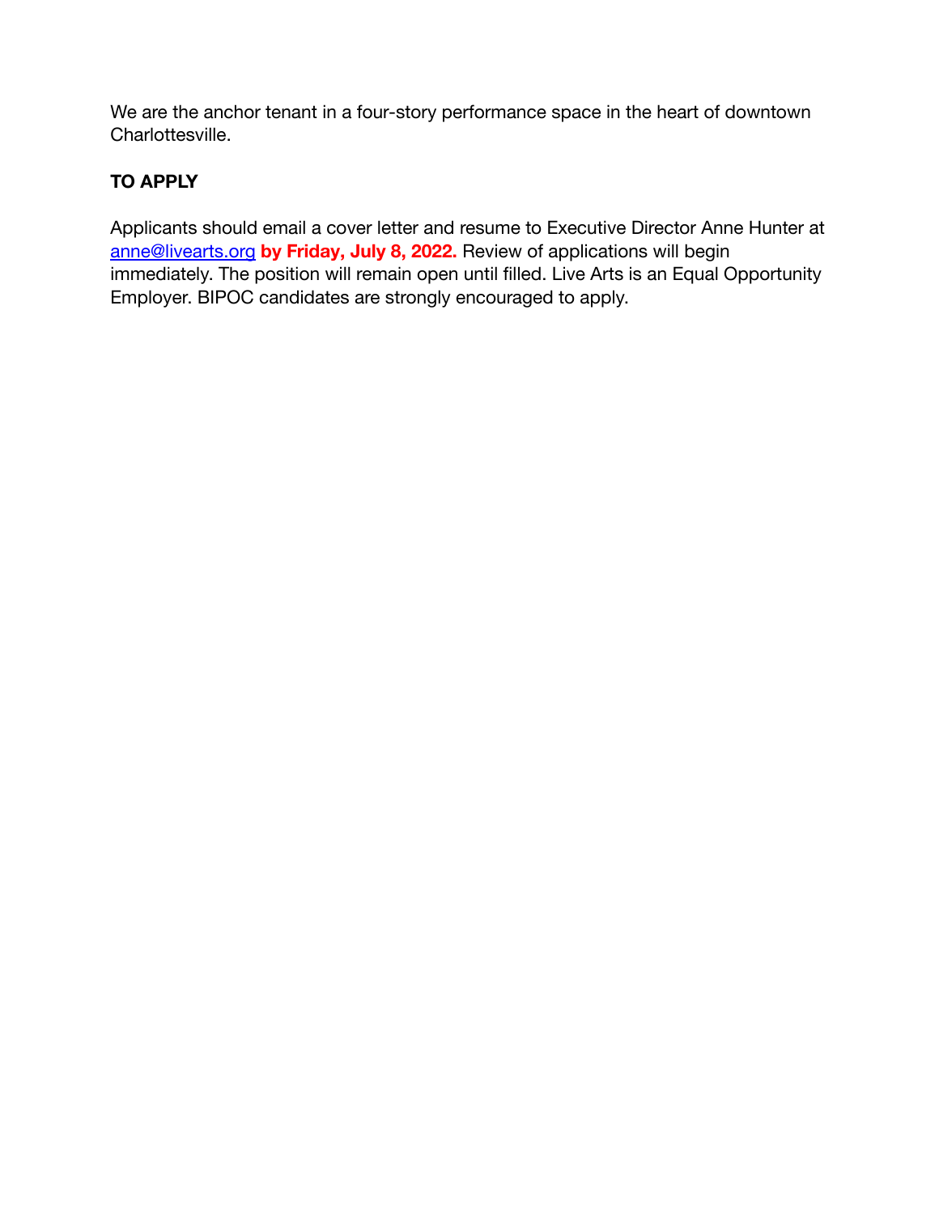We are the anchor tenant in a four-story performance space in the heart of downtown Charlottesville.

**TO APPLY**

Applicants should email a cover letter and resume to Executive Director Anne Hunter at anne@livearts.org **by Friday, July 8, 2022.** Review of applications will begin immediately. The position will remain open until filled. Live Arts is an Equal Opportunity Employer. BIPOC candidates are strongly encouraged to apply.